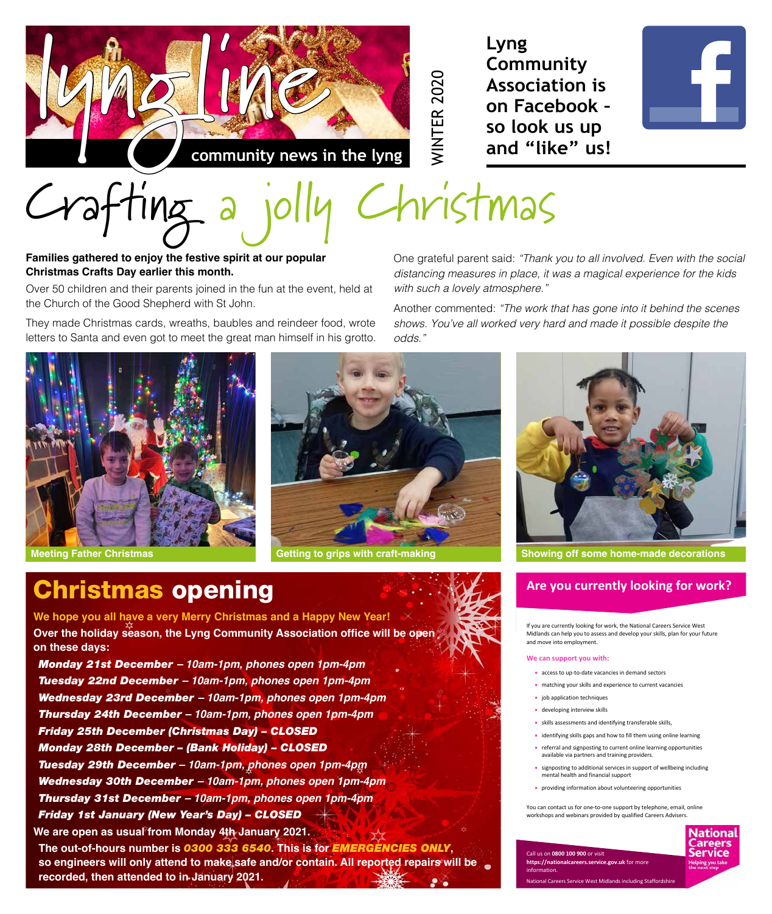# lyngline

community news in the lyng

WINTER 2020

**Lyng Community Association is on Facebook – so look us up and "like" us!**

# Crafting a jolly Christmas

**Families gathered to enjoy the festive spirit at our popular Christmas Crafts Day earlier this month.**

Over 50 children and their parents joined in the fun at the event, held at the Church of the Good Shepherd with St John.

They made Christmas cards, wreaths, baubles and reindeer food, wrote letters to Santa and even got to meet the great man himself in his grotto.

One grateful parent said: *"Thank you to all involved. Even with the social distancing measures in place, it was a magical experience for the kids with such a lovely atmosphere."*

Another commented: *"The work that has gone into it behind the scenes shows. You've all worked very hard and made it possible despite the odds."*

Meeting Father Christmas

Getting to grips with craft-making

Showing off some home-made decorations

## Christmas opening

**We hope you all have a very Merry Christmas and a Happy New Year!**

**Over the holiday season, the Lyng Community Association office will be open on these days:**

***Monday 21st December – 10am-1pm, phones open 1pm-4pm***
***Tuesday 22nd December – 10am-1pm, phones open 1pm-4pm***
***Wednesday 23rd December – 10am-1pm, phones open 1pm-4pm***
***Thursday 24th December – 10am-1pm, phones open 1pm-4pm***
***Friday 25th December (Christmas Day) – CLOSED***
***Monday 28th December – (Bank Holiday) – CLOSED***
***Tuesday 29th December – 10am-1pm, phones open 1pm-4pm***
***Wednesday 30th December – 10am-1pm, phones open 1pm-4pm***
***Thursday 31st December – 10am-1pm, phones open 1pm-4pm***
***Friday 1st January (New Year's Day) – CLOSED***

**We are open as usual from Monday 4th January 2021.**

**The out-of-hours number is *0300 333 6540*. This is for *EMERGENCIES ONLY*, so engineers will only attend to make safe and/or contain. All reported repairs will be recorded, then attended to in January 2021.**

## Are you currently looking for work?

If you are currently looking for work, the National Careers Service West Midlands can help you to assess and develop your skills, plan for your future and move into employment.

**We can support you with:**

- access to up-to-date vacancies in demand sectors
- matching your skills and experience to current vacancies
- job application techniques
- developing interview skills
- skills assessments and identifying transferable skills,
- identifying skills gaps and how to fill them using online learning
- referral and signposting to current online learning opportunities available via partners and training providers.
- signposting to additional services in support of wellbeing including mental health and financial support
- providing information about volunteering opportunities

You can contact us for one-to-one support by telephone, email, online workshops and webinars provided by qualified Careers Advisers.

Call us on **0800 100 900** or visit **https://nationalcareers.service.gov.uk** for more information.

National Careers Service West Midlands including Staffordshire

**National Careers Service** – Helping you take the next step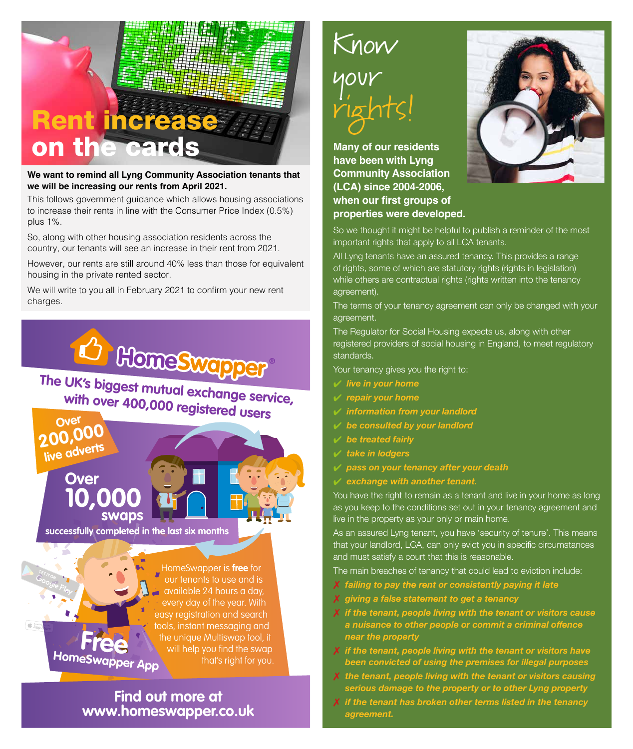# Rent increase on the cards

**We want to remind all Lyng Community Association tenants that we will be increasing our rents from April 2021.**

This follows government guidance which allows housing associations to increase their rents in line with the Consumer Price Index (0.5%) plus 1%.

So, along with other housing association residents across the country, our tenants will see an increase in their rent from 2021.

However, our rents are still around 40% less than those for equivalent housing in the private rented sector.

We will write to you all in February 2021 to confirm your new rent charges.

## HomeSwapper®

**The UK's biggest mutual exchange service, with over 400,000 registered users**

**Over 200,000 live adverts**

**Over 10,000 swaps successfully completed in the last six months**

HomeSwapper is **free** for our tenants to use and is available 24 hours a day, every day of the year. With easy registration and search tools, instant messaging and the unique Multiswap tool, it will help you find the swap that's right for you.

**Free HomeSwapper App**

GET IT ON Google Play

App Store

**Find out more at www.homeswapper.co.uk**

# Know your rights!

**Many of our residents have been with Lyng Community Association (LCA) since 2004-2006, when our first groups of properties were developed.**

So we thought it might be helpful to publish a reminder of the most important rights that apply to all LCA tenants.

All Lyng tenants have an assured tenancy. This provides a range of rights, some of which are statutory rights (rights in legislation) while others are contractual rights (rights written into the tenancy agreement).

The terms of your tenancy agreement can only be changed with your agreement.

The Regulator for Social Housing expects us, along with other registered providers of social housing in England, to meet regulatory standards.

Your tenancy gives you the right to:

- ✔ ***live in your home***
- ✔ ***repair your home***
- ✔ ***information from your landlord***
- ✔ ***be consulted by your landlord***
- ✔ ***be treated fairly***
- ✔ ***take in lodgers***
- ✔ ***pass on your tenancy after your death***
- ✔ ***exchange with another tenant.***

You have the right to remain as a tenant and live in your home as long as you keep to the conditions set out in your tenancy agreement and live in the property as your only or main home.

As an assured Lyng tenant, you have 'security of tenure'. This means that your landlord, LCA, can only evict you in specific circumstances and must satisfy a court that this is reasonable.

The main breaches of tenancy that could lead to eviction include:

- ✗ ***failing to pay the rent or consistently paying it late***
- ✗ ***giving a false statement to get a tenancy***
- ✗ ***if the tenant, people living with the tenant or visitors cause a nuisance to other people or commit a criminal offence near the property***
- ✗ ***if the tenant, people living with the tenant or visitors have been convicted of using the premises for illegal purposes***
- ✗ ***the tenant, people living with the tenant or visitors causing serious damage to the property or to other Lyng property***
- ✗ ***if the tenant has broken other terms listed in the tenancy agreement.***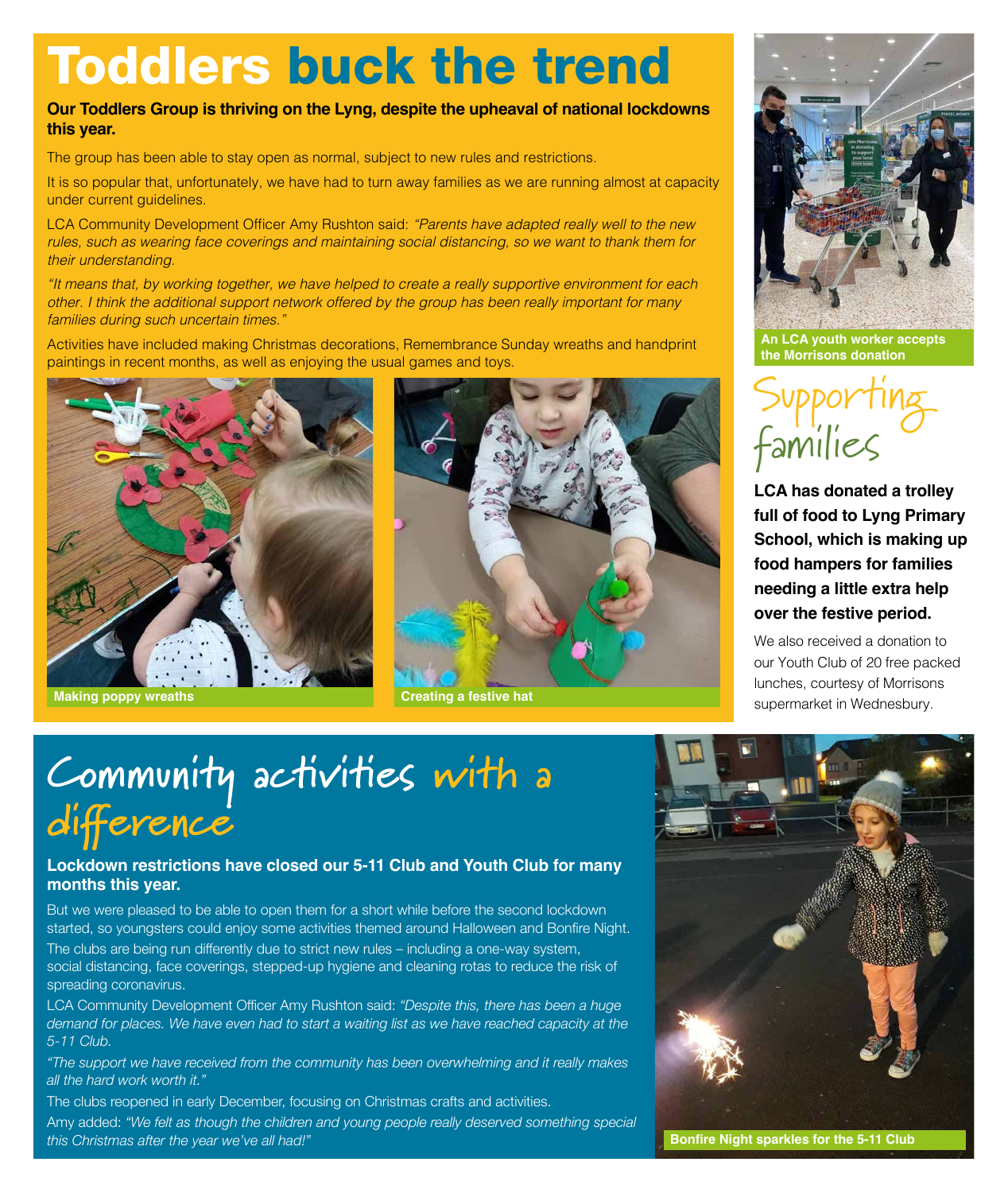# Toddlers buck the trend

**Our Toddlers Group is thriving on the Lyng, despite the upheaval of national lockdowns this year.**

The group has been able to stay open as normal, subject to new rules and restrictions.

It is so popular that, unfortunately, we have had to turn away families as we are running almost at capacity under current guidelines.

LCA Community Development Officer Amy Rushton said: *"Parents have adapted really well to the new rules, such as wearing face coverings and maintaining social distancing, so we want to thank them for their understanding.*

*"It means that, by working together, we have helped to create a really supportive environment for each other. I think the additional support network offered by the group has been really important for many families during such uncertain times."*

Activities have included making Christmas decorations, Remembrance Sunday wreaths and handprint paintings in recent months, as well as enjoying the usual games and toys.

**Making poppy wreaths**

**Creating a festive hat**

**An LCA youth worker accepts the Morrisons donation**

## Supporting families

**LCA has donated a trolley full of food to Lyng Primary School, which is making up food hampers for families needing a little extra help over the festive period.**

We also received a donation to our Youth Club of 20 free packed lunches, courtesy of Morrisons supermarket in Wednesbury.

# Community activities with a difference

**Lockdown restrictions have closed our 5-11 Club and Youth Club for many months this year.**

But we were pleased to be able to open them for a short while before the second lockdown started, so youngsters could enjoy some activities themed around Halloween and Bonfire Night.

The clubs are being run differently due to strict new rules – including a one-way system, social distancing, face coverings, stepped-up hygiene and cleaning rotas to reduce the risk of spreading coronavirus.

LCA Community Development Officer Amy Rushton said: *"Despite this, there has been a huge demand for places. We have even had to start a waiting list as we have reached capacity at the 5-11 Club.*

*"The support we have received from the community has been overwhelming and it really makes all the hard work worth it."*

The clubs reopened in early December, focusing on Christmas crafts and activities.

Amy added: *"We felt as though the children and young people really deserved something special this Christmas after the year we've all had!"*

**Bonfire Night sparkles for the 5-11 Club**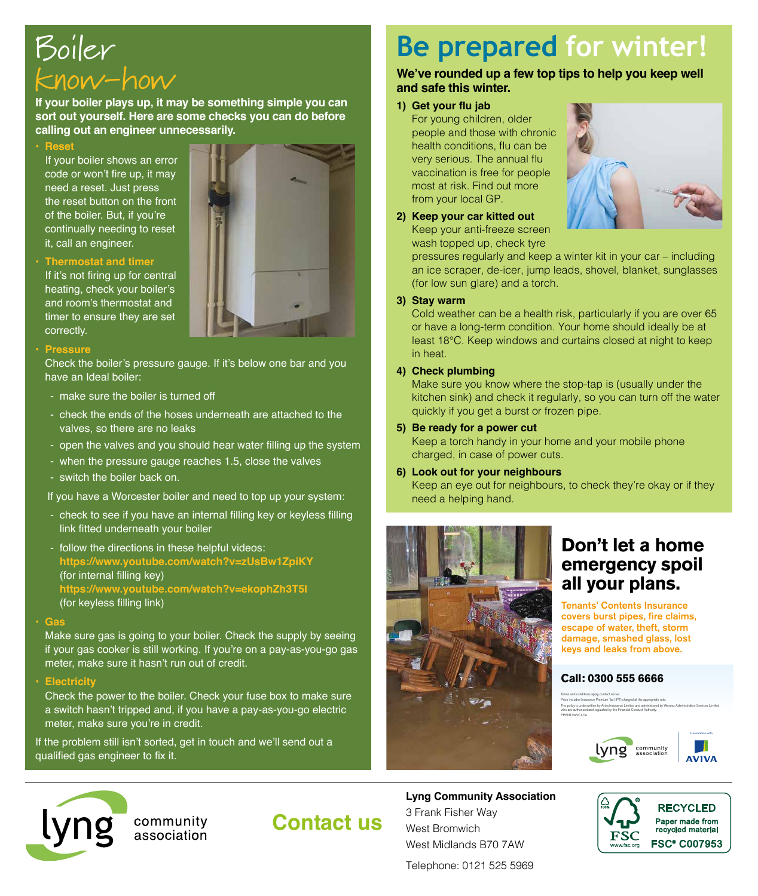# Boiler know-how

**If your boiler plays up, it may be something simple you can sort out yourself. Here are some checks you can do before calling out an engineer unnecessarily.**

- **Reset**
  If your boiler shows an error code or won't fire up, it may need a reset. Just press the reset button on the front of the boiler. But, if you're continually needing to reset it, call an engineer.
- **Thermostat and timer**
  If it's not firing up for central heating, check your boiler's and room's thermostat and timer to ensure they are set correctly.
- **Pressure**
  Check the boiler's pressure gauge. If it's below one bar and you have an Ideal boiler:
  - make sure the boiler is turned off
  - check the ends of the hoses underneath are attached to the valves, so there are no leaks
  - open the valves and you should hear water filling up the system
  - when the pressure gauge reaches 1.5, close the valves
  - switch the boiler back on.

  If you have a Worcester boiler and need to top up your system:
  - check to see if you have an internal filling key or keyless filling link fitted underneath your boiler
  - follow the directions in these helpful videos:
    **https://www.youtube.com/watch?v=zUsBw1ZpiKY** (for internal filling key)
    **https://www.youtube.com/watch?v=ekophZh3T5I** (for keyless filling link)
- **Gas**
  Make sure gas is going to your boiler. Check the supply by seeing if your gas cooker is still working. If you're on a pay-as-you-go gas meter, make sure it hasn't run out of credit.
- **Electricity**
  Check the power to the boiler. Check your fuse box to make sure a switch hasn't tripped and, if you have a pay-as-you-go electric meter, make sure you're in credit.

If the problem still isn't sorted, get in touch and we'll send out a qualified gas engineer to fix it.

# Be prepared for winter!

**We've rounded up a few top tips to help you keep well and safe this winter.**

1) **Get your flu jab**
   For young children, older people and those with chronic health conditions, flu can be very serious. The annual flu vaccination is free for people most at risk. Find out more from your local GP.
2) **Keep your car kitted out**
   Keep your anti-freeze screen wash topped up, check tyre pressures regularly and keep a winter kit in your car – including an ice scraper, de-icer, jump leads, shovel, blanket, sunglasses (for low sun glare) and a torch.
3) **Stay warm**
   Cold weather can be a health risk, particularly if you are over 65 or have a long-term condition. Your home should ideally be at least 18°C. Keep windows and curtains closed at night to keep in heat.
4) **Check plumbing**
   Make sure you know where the stop-tap is (usually under the kitchen sink) and check it regularly, so you can turn off the water quickly if you get a burst or frozen pipe.
5) **Be ready for a power cut**
   Keep a torch handy in your home and your mobile phone charged, in case of power cuts.
6) **Look out for your neighbours**
   Keep an eye out for neighbours, to check they're okay or if they need a helping hand.

## Don't let a home emergency spoil all your plans.

**Tenants' Contents Insurance covers burst pipes, fire claims, escape of water, theft, storm damage, smashed glass, lost keys and leaks from above.**

**Call: 0300 555 6666**

Terms and conditions apply, contact above.
Price includes Insurance Premium Tax (IPT) charged at the appropriate rate.
The policy is underwritten by Aviva Insurance Limited and administered by Wessex Administration Services Limited who are authorised and regulated by the Financial Conduct Authority.
FRENT24VCLCA

lyng community association | In association with AVIVA

---

lyng community association

## Contact us

**Lyng Community Association**
3 Frank Fisher Way
West Bromwich
West Midlands B70 7AW

Telephone: 0121 525 5969

FSC www.fsc.org
RECYCLED
Paper made from recycled material
FSC® C007953